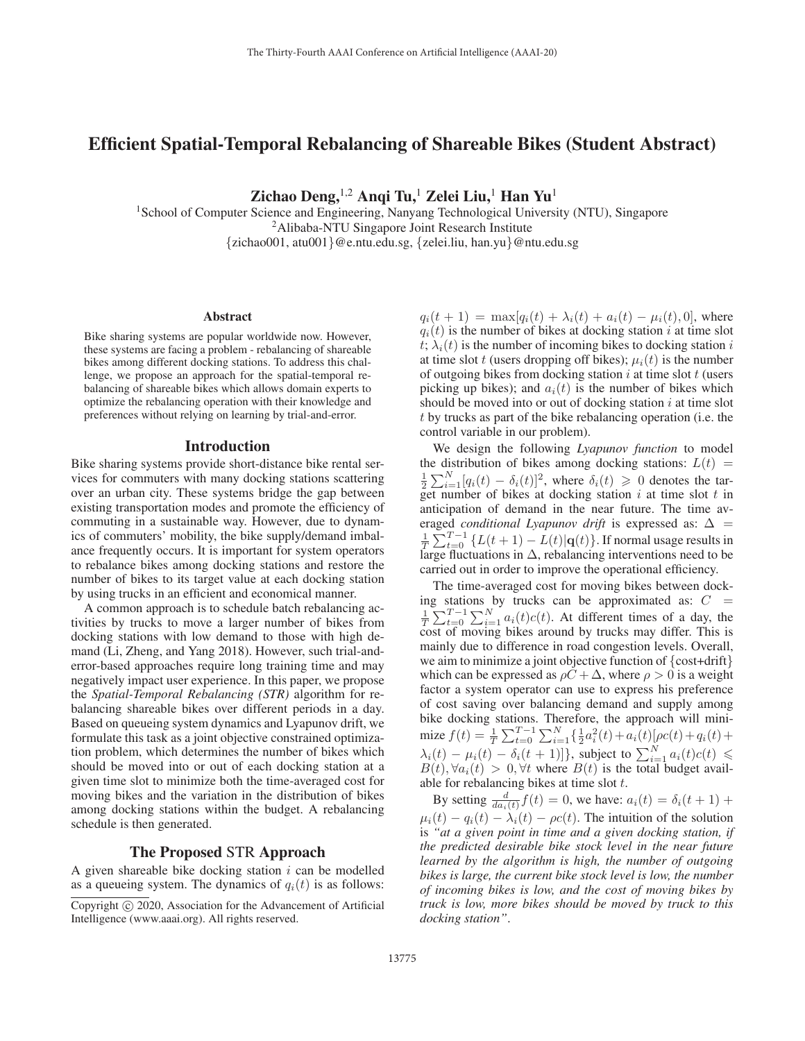# Efficient Spatial-Temporal Rebalancing of Shareable Bikes (Student Abstract)

**Zichao Deng,[1,2] Anqi Tu,[1] Zelei Liu,[1] Han Yu[1]**

[1]School of Computer Science and Engineering, Nanyang Technological University (NTU), Singapore
[2]Alibaba-NTU Singapore Joint Research Institute
{zichao001, atu001}@e.ntu.edu.sg, {zelei.liu, han.yu}@ntu.edu.sg

## Abstract

Bike sharing systems are popular worldwide now. However, these systems are facing a problem - rebalancing of shareable bikes among different docking stations. To address this challenge, we propose an approach for the spatial-temporal rebalancing of shareable bikes which allows domain experts to optimize the rebalancing operation with their knowledge and preferences without relying on learning by trial-and-error.

## Introduction

Bike sharing systems provide short-distance bike rental services for commuters with many docking stations scattering over an urban city. These systems bridge the gap between existing transportation modes and promote the efficiency of commuting in a sustainable way. However, due to dynamics of commuters' mobility, the bike supply/demand imbalance frequently occurs. It is important for system operators to rebalance bikes among docking stations and restore the number of bikes to its target value at each docking station by using trucks in an efficient and economical manner.

A common approach is to schedule batch rebalancing activities by trucks to move a larger number of bikes from docking stations with low demand to those with high demand (Li, Zheng, and Yang 2018). However, such trial-and-error-based approaches require long training time and may negatively impact user experience. In this paper, we propose the *Spatial-Temporal Rebalancing (STR)* algorithm for rebalancing shareable bikes over different periods in a day. Based on queueing system dynamics and Lyapunov drift, we formulate this task as a joint objective constrained optimization problem, which determines the number of bikes which should be moved into or out of each docking station at a given time slot to minimize both the time-averaged cost for moving bikes and the variation in the distribution of bikes among docking stations within the budget. A rebalancing schedule is then generated.

## The Proposed STR Approach

A given shareable bike docking station $i$ can be modelled as a queueing system. The dynamics of $q_i(t)$ is as follows: $q_i(t+1) = \max[q_i(t) + \lambda_i(t) + a_i(t) - \mu_i(t), 0]$, where $q_i(t)$ is the number of bikes at docking station $i$ at time slot $t$; $\lambda_i(t)$ is the number of incoming bikes to docking station $i$ at time slot $t$ (users dropping off bikes); $\mu_i(t)$ is the number of outgoing bikes from docking station $i$ at time slot $t$ (users picking up bikes); and $a_i(t)$ is the number of bikes which should be moved into or out of docking station $i$ at time slot $t$ by trucks as part of the bike rebalancing operation (i.e. the control variable in our problem).

We design the following *Lyapunov function* to model the distribution of bikes among docking stations: $L(t) = \frac{1}{2}\sum_{i=1}^{N}[q_i(t) - \delta_i(t)]^2$, where $\delta_i(t) \geqslant 0$ denotes the target number of bikes at docking station $i$ at time slot $t$ in anticipation of demand in the near future. The time averaged *conditional Lyapunov drift* is expressed as: $\Delta = \frac{1}{T}\sum_{t=0}^{T-1}\{L(t+1) - L(t)|\mathbf{q}(t)\}$. If normal usage results in large fluctuations in $\Delta$, rebalancing interventions need to be carried out in order to improve the operational efficiency.

The time-averaged cost for moving bikes between docking stations by trucks can be approximated as: $C = \frac{1}{T}\sum_{t=0}^{T-1}\sum_{i=1}^{N} a_i(t)c(t)$. At different times of a day, the cost of moving bikes around by trucks may differ. This is mainly due to difference in road congestion levels. Overall, we aim to minimize a joint objective function of {cost+drift} which can be expressed as $\rho C + \Delta$, where $\rho > 0$ is a weight factor a system operator can use to express his preference of cost saving over balancing demand and supply among bike docking stations. Therefore, the approach will minimize $f(t) = \frac{1}{T}\sum_{t=0}^{T-1}\sum_{i=1}^{N}\{\frac{1}{2}a_i^2(t) + a_i(t)[\rho c(t) + q_i(t) + \lambda_i(t) - \mu_i(t) - \delta_i(t+1)]\}$, subject to $\sum_{i=1}^{N} a_i(t)c(t) \leqslant B(t), \forall a_i(t) > 0, \forall t$ where $B(t)$ is the total budget available for rebalancing bikes at time slot $t$.

By setting $\frac{d}{da_i(t)}f(t) = 0$, we have: $a_i(t) = \delta_i(t+1) + \mu_i(t) - q_i(t) - \lambda_i(t) - \rho c(t)$. The intuition of the solution is *"at a given point in time and a given docking station, if the predicted desirable bike stock level in the near future learned by the algorithm is high, the number of outgoing bikes is large, the current bike stock level is low, the number of incoming bikes is low, and the cost of moving bikes by truck is low, more bikes should be moved by truck to this docking station"*.

Copyright © 2020, Association for the Advancement of Artificial Intelligence (www.aaai.org). All rights reserved.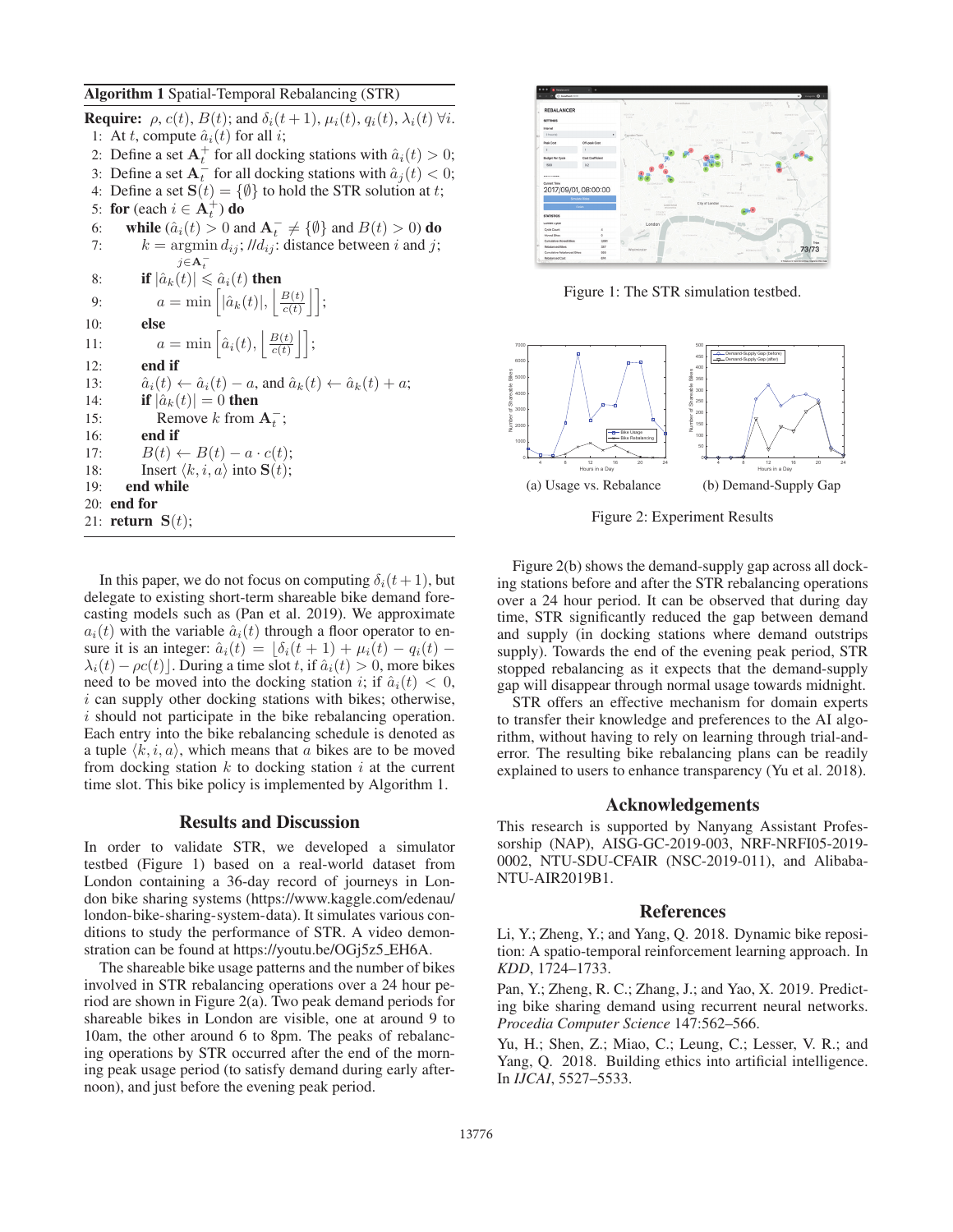**Algorithm 1** Spatial-Temporal Rebalancing (STR)

**Require:** $\rho$, $c(t)$, $B(t)$; and $\delta_i(t+1)$, $\mu_i(t)$, $q_i(t)$, $\lambda_i(t)$ $\forall i$.

1: At $t$, compute $\hat{a}_i(t)$ for all $i$;
2: Define a set $\mathbf{A}_t^+$ for all docking stations with $\hat{a}_i(t) > 0$;
3: Define a set $\mathbf{A}_t^-$ for all docking stations with $\hat{a}_j(t) < 0$;
4: Define a set $\mathbf{S}(t) = \{\emptyset\}$ to hold the STR solution at $t$;
5: **for** (each $i \in \mathbf{A}_t^+$) **do**
6: &nbsp;&nbsp;&nbsp;&nbsp;**while** ($\hat{a}_i(t) > 0$ and $\mathbf{A}_t^- \neq \{\emptyset\}$ and $B(t) > 0$) **do**
7: &nbsp;&nbsp;&nbsp;&nbsp;&nbsp;&nbsp;&nbsp;&nbsp;$k = \operatorname{argmin}_{j \in \mathbf{A}_t^-} d_{ij}$; //$d_{ij}$: distance between $i$ and $j$;
8: &nbsp;&nbsp;&nbsp;&nbsp;&nbsp;&nbsp;&nbsp;&nbsp;**if** $|\hat{a}_k(t)| \leqslant \hat{a}_i(t)$ **then**
9: &nbsp;&nbsp;&nbsp;&nbsp;&nbsp;&nbsp;&nbsp;&nbsp;&nbsp;&nbsp;&nbsp;&nbsp;$a = \min\left[|\hat{a}_k(t)|, \left\lfloor \frac{B(t)}{c(t)} \right\rfloor\right]$;
10: &nbsp;&nbsp;&nbsp;&nbsp;&nbsp;&nbsp;&nbsp;**else**
11: &nbsp;&nbsp;&nbsp;&nbsp;&nbsp;&nbsp;&nbsp;&nbsp;&nbsp;&nbsp;&nbsp;$a = \min\left[\hat{a}_i(t), \left\lfloor \frac{B(t)}{c(t)} \right\rfloor\right]$;
12: &nbsp;&nbsp;&nbsp;&nbsp;&nbsp;&nbsp;&nbsp;**end if**
13: &nbsp;&nbsp;&nbsp;&nbsp;&nbsp;&nbsp;&nbsp;$\hat{a}_i(t) \leftarrow \hat{a}_i(t) - a$, and $\hat{a}_k(t) \leftarrow \hat{a}_k(t) + a$;
14: &nbsp;&nbsp;&nbsp;&nbsp;&nbsp;&nbsp;&nbsp;**if** $|\hat{a}_k(t)| = 0$ **then**
15: &nbsp;&nbsp;&nbsp;&nbsp;&nbsp;&nbsp;&nbsp;&nbsp;&nbsp;&nbsp;&nbsp;Remove $k$ from $\mathbf{A}_t^-$;
16: &nbsp;&nbsp;&nbsp;&nbsp;&nbsp;&nbsp;&nbsp;**end if**
17: &nbsp;&nbsp;&nbsp;&nbsp;&nbsp;&nbsp;&nbsp;$B(t) \leftarrow B(t) - a \cdot c(t)$;
18: &nbsp;&nbsp;&nbsp;&nbsp;&nbsp;&nbsp;&nbsp;Insert $\langle k, i, a \rangle$ into $\mathbf{S}(t)$;
19: &nbsp;&nbsp;&nbsp;**end while**
20: **end for**
21: **return** $\mathbf{S}(t)$;

In this paper, we do not focus on computing $\delta_i(t+1)$, but delegate to existing short-term shareable bike demand forecasting models such as (Pan et al. 2019). We approximate $a_i(t)$ with the variable $\hat{a}_i(t)$ through a floor operator to ensure it is an integer: $\hat{a}_i(t) = \lfloor \delta_i(t+1) + \mu_i(t) - q_i(t) - \lambda_i(t) - \rho c(t) \rfloor$. During a time slot $t$, if $\hat{a}_i(t) > 0$, more bikes need to be moved into the docking station $i$; if $\hat{a}_i(t) < 0$, $i$ can supply other docking stations with bikes; otherwise, $i$ should not participate in the bike rebalancing operation. Each entry into the bike rebalancing schedule is denoted as a tuple $\langle k, i, a \rangle$, which means that $a$ bikes are to be moved from docking station $k$ to docking station $i$ at the current time slot. This bike policy is implemented by Algorithm 1.

## Results and Discussion

In order to validate STR, we developed a simulator testbed (Figure 1) based on a real-world dataset from London containing a 36-day record of journeys in London bike sharing systems (https://www.kaggle.com/edenau/london-bike-sharing-system-data). It simulates various conditions to study the performance of STR. A video demonstration can be found at https://youtu.be/OGj5z5_EH6A.

The shareable bike usage patterns and the number of bikes involved in STR rebalancing operations over a 24 hour period are shown in Figure 2(a). Two peak demand periods for shareable bikes in London are visible, one at around 9 to 10am, the other around 6 to 8pm. The peaks of rebalancing operations by STR occurred after the end of the morning peak usage period (to satisfy demand during early afternoon), and just before the evening peak period.

Figure 1: The STR simulation testbed.

Figure 2: Experiment Results

(a) Usage vs. Rebalance

(b) Demand-Supply Gap

Figure 2(b) shows the demand-supply gap across all docking stations before and after the STR rebalancing operations over a 24 hour period. It can be observed that during day time, STR significantly reduced the gap between demand and supply (in docking stations where demand outstrips supply). Towards the end of the evening peak period, STR stopped rebalancing as it expects that the demand-supply gap will disappear through normal usage towards midnight.

STR offers an effective mechanism for domain experts to transfer their knowledge and preferences to the AI algorithm, without having to rely on learning through trial-and-error. The resulting bike rebalancing plans can be readily explained to users to enhance transparency (Yu et al. 2018).

## Acknowledgements

This research is supported by Nanyang Assistant Professorship (NAP), AISG-GC-2019-003, NRF-NRFI05-2019-0002, NTU-SDU-CFAIR (NSC-2019-011), and Alibaba-NTU-AIR2019B1.

## References

Li, Y.; Zheng, Y.; and Yang, Q. 2018. Dynamic bike reposition: A spatio-temporal reinforcement learning approach. In *KDD*, 1724–1733.

Pan, Y.; Zheng, R. C.; Zhang, J.; and Yao, X. 2019. Predicting bike sharing demand using recurrent neural networks. *Procedia Computer Science* 147:562–566.

Yu, H.; Shen, Z.; Miao, C.; Leung, C.; Lesser, V. R.; and Yang, Q. 2018. Building ethics into artificial intelligence. In *IJCAI*, 5527–5533.